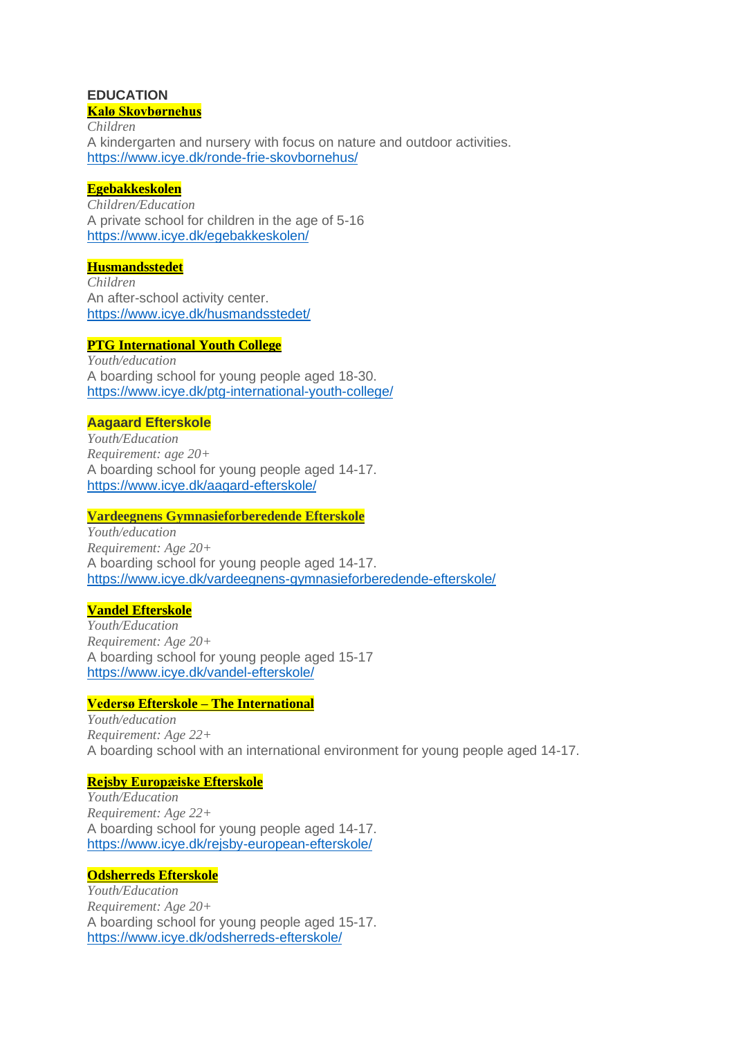## EDUCATION

### Kalø Skovbørnehus

*Children*

A kindergarten and nursery with focus on nature and outdoor activities.

https://www.icye.dk/ronde-frie-skovbornehus/

### Egebakkeskolen

*Children/Education*

A private school for children in the age of 5-16

https://www.icye.dk/egebakkeskolen/

### Husmandsstedet

*Children*

An after-school activity center.

https://www.icye.dk/husmandsstedet/

### PTG International Youth College

*Youth/education*

A boarding school for young people aged 18-30.

https://www.icye.dk/ptg-international-youth-college/

### Aagaard Efterskole

*Youth/Education*

*Requirement: age 20+*

A boarding school for young people aged 14-17.

https://www.icye.dk/aagard-efterskole/

### Vardeegnens Gymnasieforberedende Efterskole

*Youth/education*

*Requirement: Age 20+*

A boarding school for young people aged 14-17.

https://www.icye.dk/vardeegnens-gymnasieforberedende-efterskole/

### Vandel Efterskole

*Youth/Education*

*Requirement: Age 20+*

A boarding school for young people aged 15-17

https://www.icye.dk/vandel-efterskole/

### Vedersø Efterskole – The International

*Youth/education*

*Requirement: Age 22+*

A boarding school with an international environment for young people aged 14-17.

### Rejsby Europæiske Efterskole

*Youth/Education*

*Requirement: Age 22+*

A boarding school for young people aged 14-17.

https://www.icye.dk/rejsby-european-efterskole/

### Odsherreds Efterskole

*Youth/Education*

*Requirement: Age 20+*

A boarding school for young people aged 15-17.

https://www.icye.dk/odsherreds-efterskole/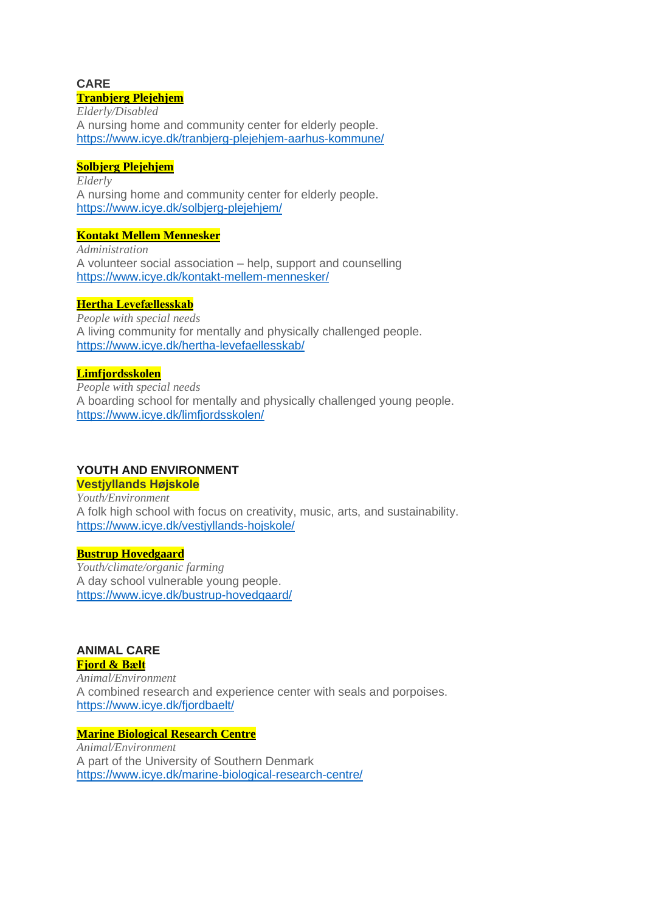## CARE

**Tranbjerg Plejehjem**

*Elderly/Disabled*

A nursing home and community center for elderly people.

https://www.icye.dk/tranbjerg-plejehjem-aarhus-kommune/

**Solbjerg Plejehjem**

*Elderly*

A nursing home and community center for elderly people.

https://www.icye.dk/solbjerg-plejehjem/

**Kontakt Mellem Mennesker**

*Administration*

A volunteer social association – help, support and counselling

https://www.icye.dk/kontakt-mellem-mennesker/

**Hertha Levefællesskab**

*People with special needs*

A living community for mentally and physically challenged people.

https://www.icye.dk/hertha-levefaellesskab/

**Limfjordsskolen**

*People with special needs*

A boarding school for mentally and physically challenged young people.

https://www.icye.dk/limfjordsskolen/

## YOUTH AND ENVIRONMENT

**Vestjyllands Højskole**

*Youth/Environment*

A folk high school with focus on creativity, music, arts, and sustainability.

https://www.icye.dk/vestjyllands-hojskole/

**Bustrup Hovedgaard**

*Youth/climate/organic farming*

A day school vulnerable young people.

https://www.icye.dk/bustrup-hovedgaard/

## ANIMAL CARE

**Fjord & Bælt**

*Animal/Environment*

A combined research and experience center with seals and porpoises.

https://www.icye.dk/fjordbaelt/

**Marine Biological Research Centre**

*Animal/Environment*

A part of the University of Southern Denmark

https://www.icye.dk/marine-biological-research-centre/